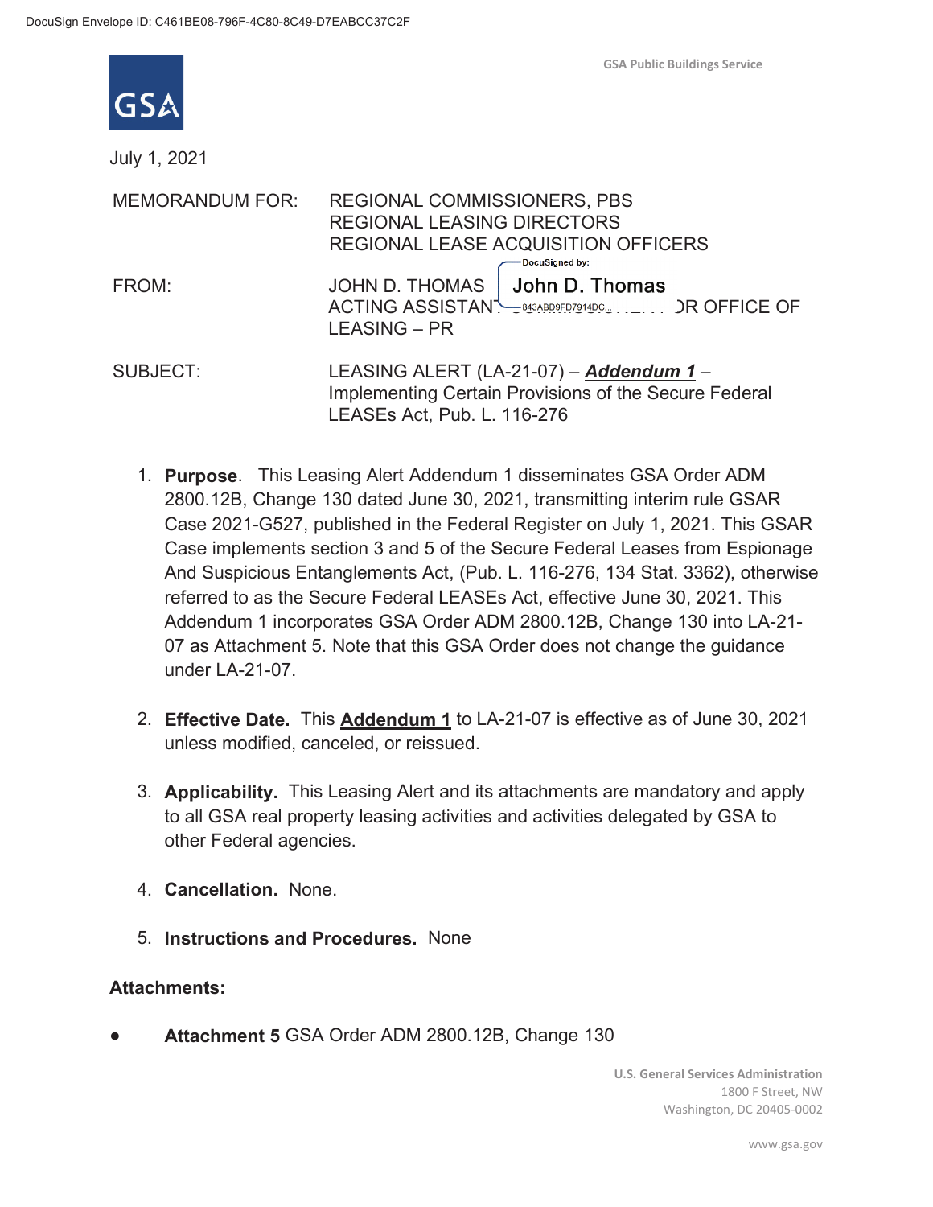DocuSign Envelope ID: C461BE08-796F-4C80-8C49-D7EABCC37C2F

GSA Public Buildings Service

July 1, 2021

MEMORANDUM FOR: REGIONAL COMMISSIONERS, PBS
REGIONAL LEASING DIRECTORS
REGIONAL LEASE ACQUISITION OFFICERS

FROM: JOHN D. THOMAS
ACTING ASSISTANT COMMISSIONER FOR OFFICE OF LEASING – PR

DocuSigned by: John D. Thomas
843ABD9FD7914DC...

SUBJECT: LEASING ALERT (LA-21-07) – ***Addendum 1*** – Implementing Certain Provisions of the Secure Federal LEASEs Act, Pub. L. 116-276

1. **Purpose**. This Leasing Alert Addendum 1 disseminates GSA Order ADM 2800.12B, Change 130 dated June 30, 2021, transmitting interim rule GSAR Case 2021-G527, published in the Federal Register on July 1, 2021. This GSAR Case implements section 3 and 5 of the Secure Federal Leases from Espionage And Suspicious Entanglements Act, (Pub. L. 116-276, 134 Stat. 3362), otherwise referred to as the Secure Federal LEASEs Act, effective June 30, 2021. This Addendum 1 incorporates GSA Order ADM 2800.12B, Change 130 into LA-21-07 as Attachment 5. Note that this GSA Order does not change the guidance under LA-21-07.

2. **Effective Date.** This **Addendum 1** to LA-21-07 is effective as of June 30, 2021 unless modified, canceled, or reissued.

3. **Applicability.** This Leasing Alert and its attachments are mandatory and apply to all GSA real property leasing activities and activities delegated by GSA to other Federal agencies.

4. **Cancellation.** None.

5. **Instructions and Procedures.** None

**Attachments:**

- **Attachment 5** GSA Order ADM 2800.12B, Change 130

U.S. General Services Administration
1800 F Street, NW
Washington, DC 20405-0002

www.gsa.gov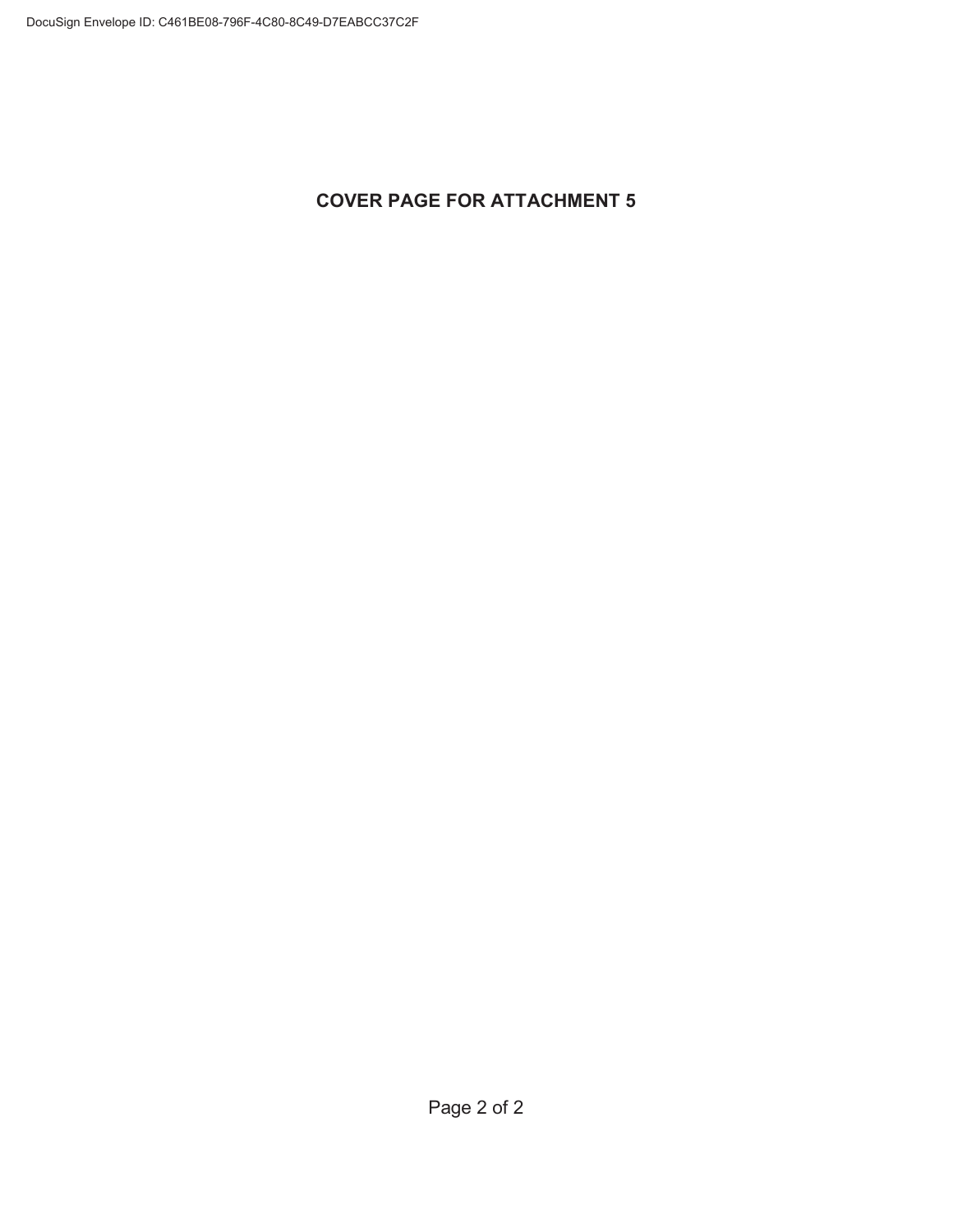# COVER PAGE FOR ATTACHMENT 5